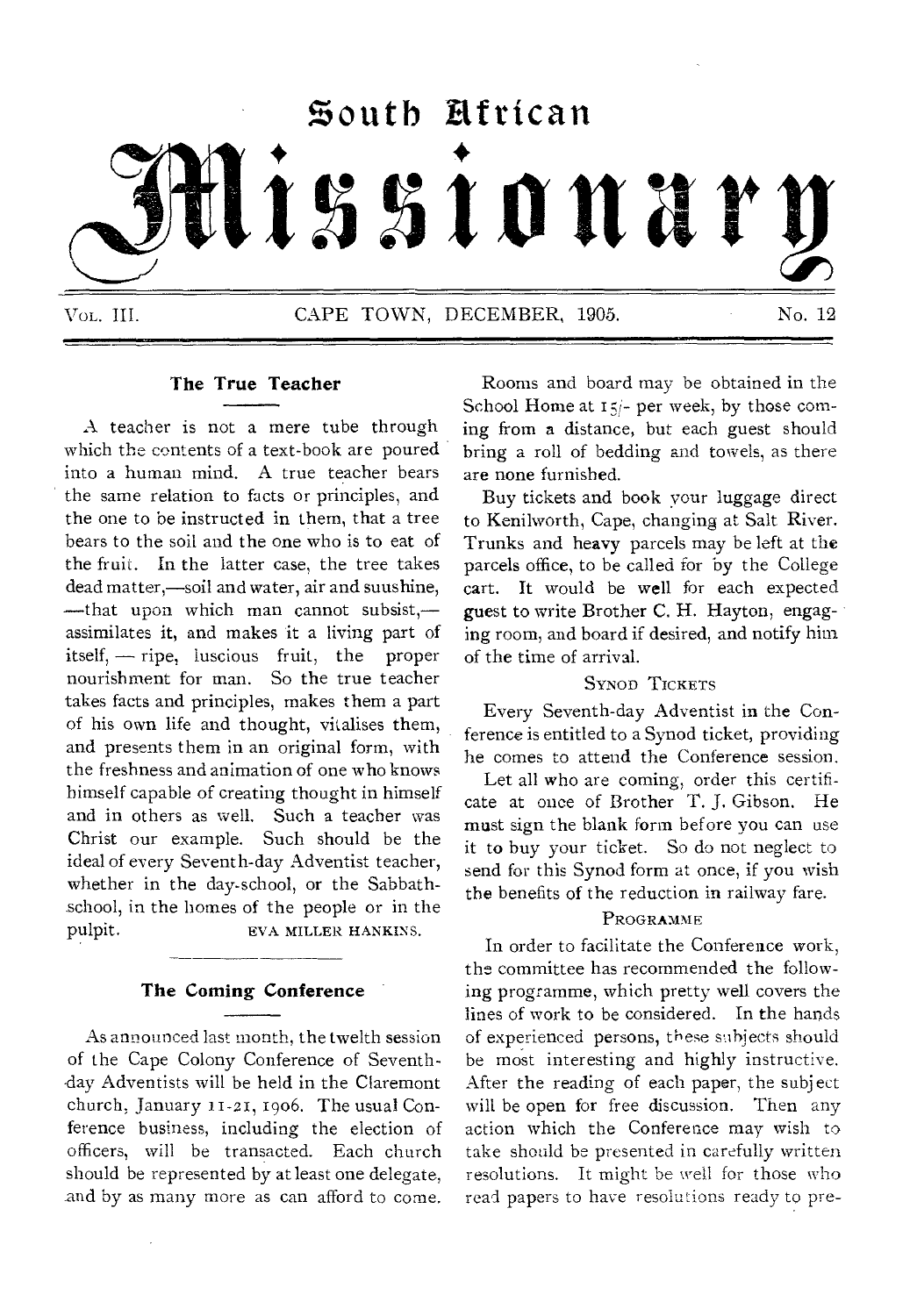# South African Missionary

VOL. III. CAPE TOWN, DECEMBER, 1905. No. 12

## The True Teacher

A teacher is not a mere tube through which the contents of a text-book are poured into a human mind. A true teacher bears the same relation to facts or principles, and the one to be instructed in them, that a tree bears to the soil and the one who is to eat of the fruit. In the latter case, the tree takes dead matter,—soil and water, air and suushine,—that upon which man cannot subsist,—assimilates it, and makes it a living part of itself, — ripe, luscious fruit, the proper nourishment for man. So the true teacher takes facts and principles, makes them a part of his own life and thought, vitalises them, and presents them in an original form, with the freshness and animation of one who knows himself capable of creating thought in himself and in others as well. Such a teacher was Christ our example. Such should be the ideal of every Seventh-day Adventist teacher, whether in the day-school, or the Sabbath-school, in the homes of the people or in the pulpit.

EVA MILLER HANKINS.

## The Coming Conference

As announced last month, the twelth session of the Cape Colony Conference of Seventh-day Adventists will be held in the Claremont church, January 11-21, 1906. The usual Conference business, including the election of officers, will be transacted. Each church should be represented by at least one delegate, and by as many more as can afford to come.

Rooms and board may be obtained in the School Home at 15/- per week, by those coming from a distance, but each guest should bring a roll of bedding and towels, as there are none furnished.

Buy tickets and book your luggage direct to Kenilworth, Cape, changing at Salt River. Trunks and heavy parcels may be left at the parcels office, to be called for by the College cart. It would be well for each expected guest to write Brother C. H. Hayton, engaging room, and board if desired, and notify him of the time of arrival.

### SYNOD TICKETS

Every Seventh-day Adventist in the Conference is entitled to a Synod ticket, providing he comes to attend the Conference session.

Let all who are coming, order this certificate at once of Brother T. J. Gibson. He must sign the blank form before you can use it to buy your ticket. So do not neglect to send for this Synod form at once, if you wish the benefits of the reduction in railway fare.

### PROGRAMME

In order to facilitate the Conference work, the committee has recommended the following programme, which pretty well covers the lines of work to be considered. In the hands of experienced persons, these subjects should be most interesting and highly instructive. After the reading of each paper, the subject will be open for free discussion. Then any action which the Conference may wish to take should be presented in carefully written resolutions. It might be well for those who read papers to have resolutions ready to pre-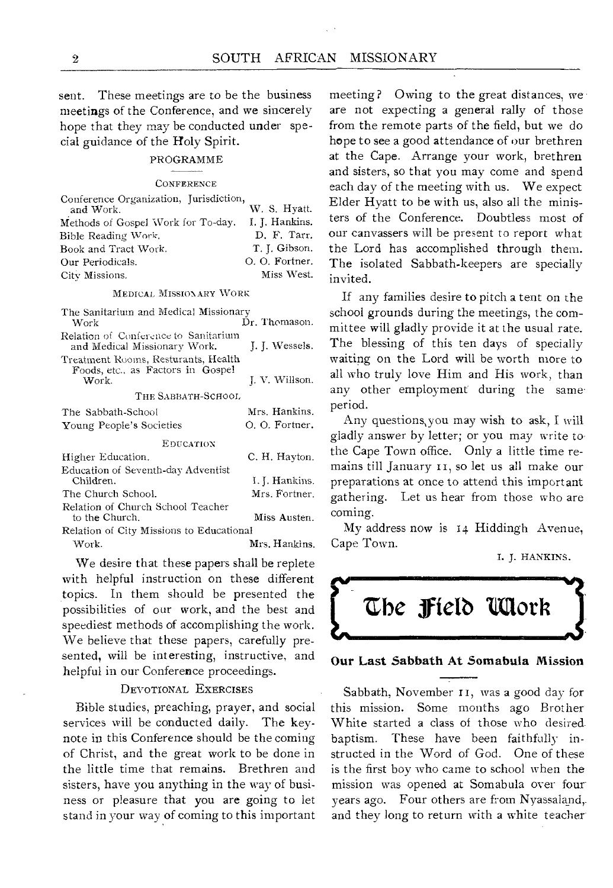sent. These meetings are to be the business meetings of the Conference, and we sincerely hope that they may be conducted under special guidance of the Holy Spirit.

### PROGRAMME

#### CONFERENCE

| | |
|---|---|
| Conference Organization, Jurisdiction, and Work. | W. S. Hyatt. |
| Methods of Gospel Work for To-day. | I. J. Hankins. |
| Bible Reading Work. | D. F. Tarr. |
| Book and Tract Work. | T. J. Gibson. |
| Our Periodicals. | O. O. Fortner. |
| City Missions. | Miss West. |

#### MEDICAL MISSIONARY WORK

| | |
|---|---|
| The Sanitarium and Medical Missionary Work | Dr. Thomason. |
| Relation of Conference to Sanitarium and Medical Missionary Work. | J. J. Wessels. |
| Treatment Rooms, Resturants, Health Foods, etc., as Factors in Gospel Work. | J. V. Willson. |

#### THE SABBATH-SCHOOL

| | |
|---|---|
| The Sabbath-School | Mrs. Hankins. |
| Young People's Societies | O. O. Fortner. |

#### EDUCATION

| | |
|---|---|
| Higher Education. | C. H. Hayton. |
| Education of Seventh-day Adventist Children. | I. J. Hankins. |
| The Church School. | Mrs. Fortner. |
| Relation of Church School Teacher to the Church. | Miss Austen. |
| Relation of City Missions to Educational Work. | Mrs. Hankins. |

We desire that these papers shall be replete with helpful instruction on these different topics. In them should be presented the possibilities of our work, and the best and speediest methods of accomplishing the work. We believe that these papers, carefully presented, will be interesting, instructive, and helpful in our Conference proceedings.

#### DEVOTIONAL EXERCISES

Bible studies, preaching, prayer, and social services will be conducted daily. The keynote in this Conference should be the coming of Christ, and the great work to be done in the little time that remains. Brethren and sisters, have you anything in the way of business or pleasure that you are going to let stand in your way of coming to this important meeting? Owing to the great distances, we are not expecting a general rally of those from the remote parts of the field, but we do hope to see a good attendance of our brethren at the Cape. Arrange your work, brethren and sisters, so that you may come and spend each day of the meeting with us. We expect Elder Hyatt to be with us, also all the ministers of the Conference. Doubtless most of our canvassers will be present to report what the Lord has accomplished through them. The isolated Sabbath-keepers are specially invited.

If any families desire to pitch a tent on the school grounds during the meetings, the committee will gladly provide it at the usual rate. The blessing of this ten days of specially waiting on the Lord will be worth more to all who truly love Him and His work, than any other employment during the same period.

Any questions you may wish to ask, I will gladly answer by letter; or you may write to the Cape Town office. Only a little time remains till January 11, so let us all make our preparations at once to attend this important gathering. Let us hear from those who are coming.

My address now is 14 Hiddingh Avenue, Cape Town.

I. J. HANKINS.

# The Field Work

## Our Last Sabbath At Somabula Mission

Sabbath, November 11, was a good day for this mission. Some months ago Brother White started a class of those who desired baptism. These have been faithfully instructed in the Word of God. One of these is the first boy who came to school when the mission was opened at Somabula over four years ago. Four others are from Nyassaland, and they long to return with a white teacher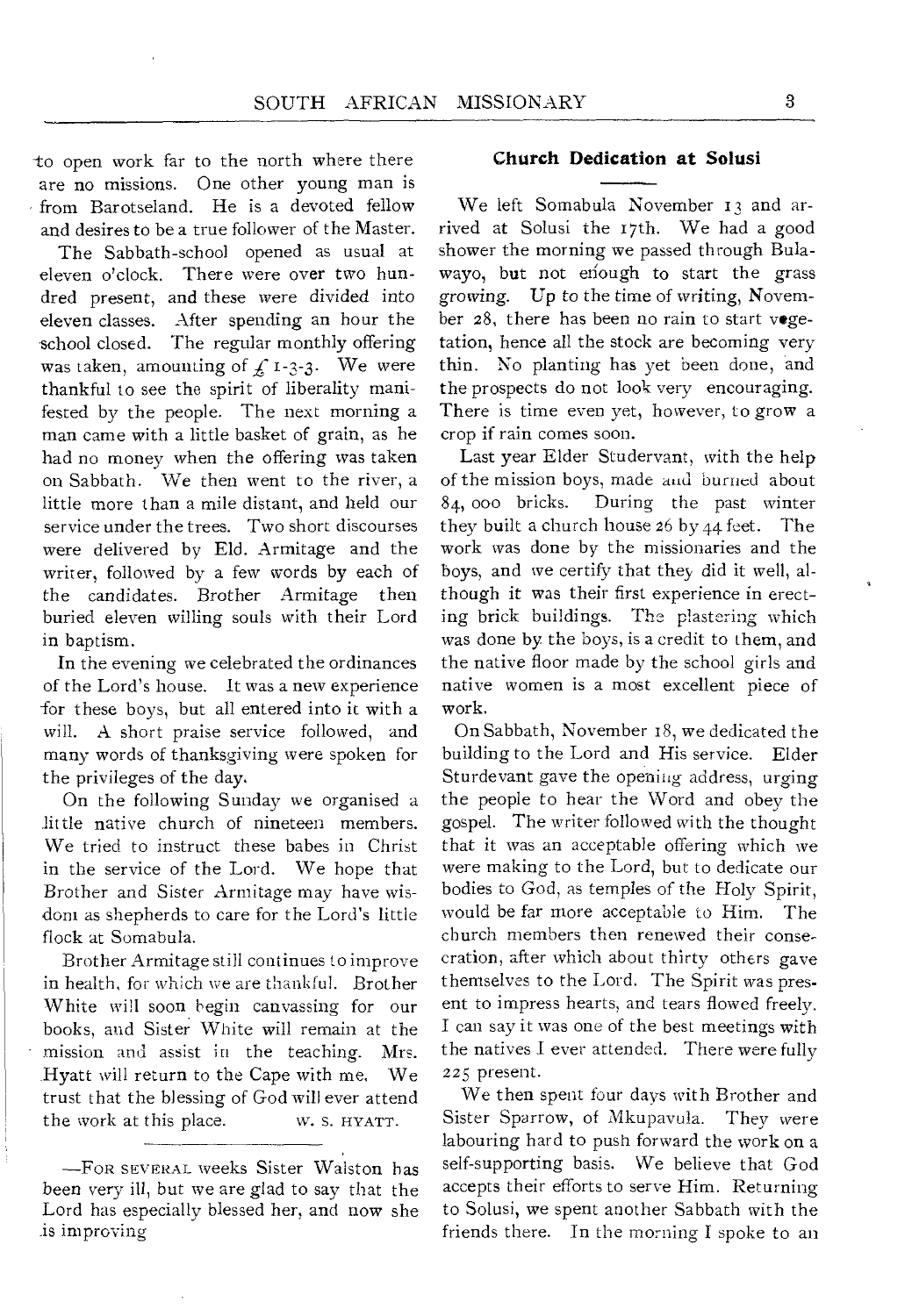to open work far to the north where there are no missions. One other young man is from Barotseland. He is a devoted fellow and desires to be a true follower of the Master.

The Sabbath-school opened as usual at eleven o'clock. There were over two hundred present, and these were divided into eleven classes. After spending an hour the school closed. The regular monthly offering was taken, amounting of £ 1-3-3. We were thankful to see the spirit of liberality manifested by the people. The next morning a man came with a little basket of grain, as he had no money when the offering was taken on Sabbath. We then went to the river, a little more than a mile distant, and held our service under the trees. Two short discourses were delivered by Eld. Armitage and the writer, followed by a few words by each of the candidates. Brother Armitage then buried eleven willing souls with their Lord in baptism.

In the evening we celebrated the ordinances of the Lord's house. It was a new experience for these boys, but all entered into it with a will. A short praise service followed, and many words of thanksgiving were spoken for the privileges of the day.

On the following Sunday we organised a little native church of nineteen members. We tried to instruct these babes in Christ in the service of the Lord. We hope that Brother and Sister Armitage may have wisdom as shepherds to care for the Lord's little flock at Somabula.

Brother Armitage still continues to improve in health, for which we are thankful. Brother White will soon begin canvassing for our books, and Sister White will remain at the mission and assist in the teaching. Mrs. Hyatt will return to the Cape with me. We trust that the blessing of God will ever attend the work at this place. W. S. HYATT.

---

—FOR SEVERAL weeks Sister Walston has been very ill, but we are glad to say that the Lord has especially blessed her, and now she is improving

## Church Dedication at Solusi

We left Somabula November 13 and arrived at Solusi the 17th. We had a good shower the morning we passed through Bulawayo, but not enough to start the grass growing. Up to the time of writing, November 28, there has been no rain to start vegetation, hence all the stock are becoming very thin. No planting has yet been done, and the prospects do not look very encouraging. There is time even yet, however, to grow a crop if rain comes soon.

Last year Elder Studervant, with the help of the mission boys, made and burned about 84, 000 bricks. During the past winter they built a church house 26 by 44 feet. The work was done by the missionaries and the boys, and we certify that they did it well, although it was their first experience in erecting brick buildings. The plastering which was done by the boys, is a credit to them, and the native floor made by the school girls and native women is a most excellent piece of work.

On Sabbath, November 18, we dedicated the building to the Lord and His service. Elder Sturdevant gave the opening address, urging the people to hear the Word and obey the gospel. The writer followed with the thought that it was an acceptable offering which we were making to the Lord, but to dedicate our bodies to God, as temples of the Holy Spirit, would be far more acceptable to Him. The church members then renewed their consecration, after which about thirty others gave themselves to the Lord. The Spirit was present to impress hearts, and tears flowed freely. I can say it was one of the best meetings with the natives I ever attended. There were fully 225 present.

We then spent four days with Brother and Sister Sparrow, of Mkupavula. They were labouring hard to push forward the work on a self-supporting basis. We believe that God accepts their efforts to serve Him. Returning to Solusi, we spent another Sabbath with the friends there. In the morning I spoke to an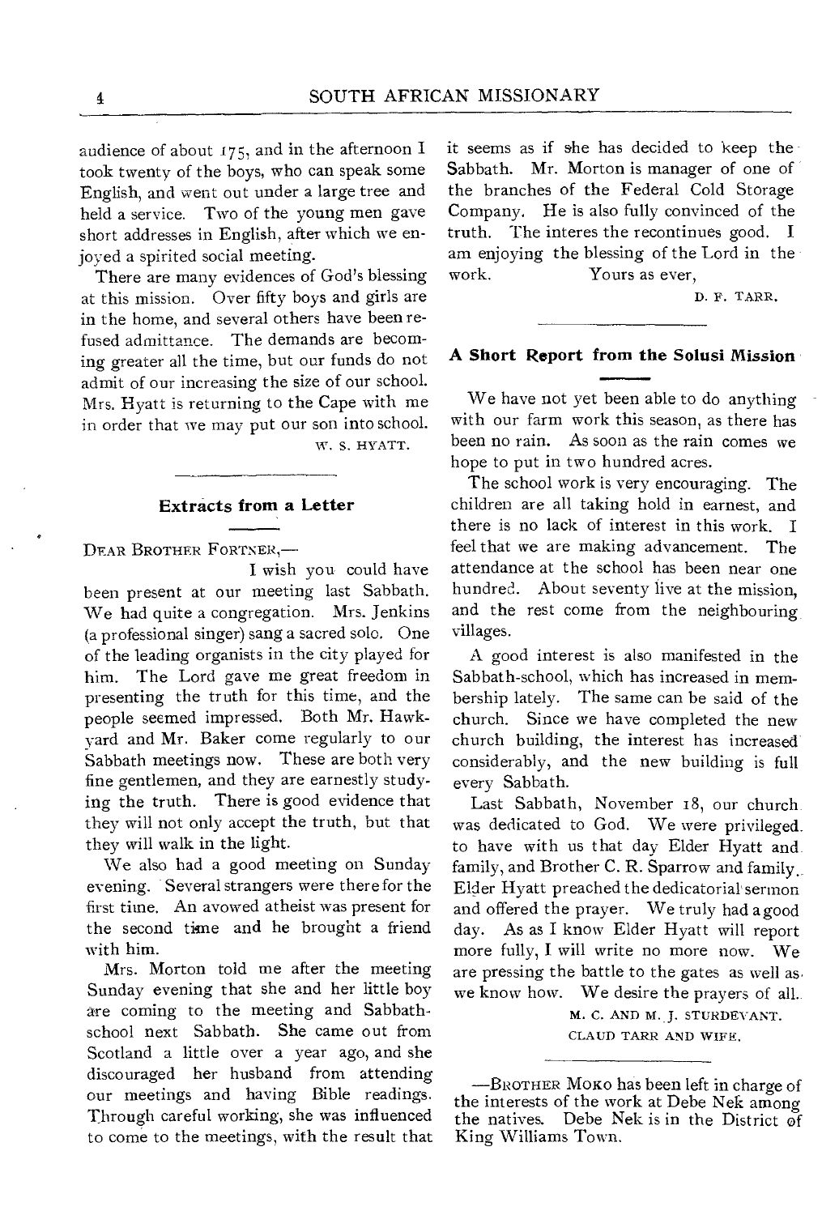audience of about 175, and in the afternoon I took twenty of the boys, who can speak some English, and went out under a large tree and held a service. Two of the young men gave short addresses in English, after which we enjoyed a spirited social meeting.

There are many evidences of God's blessing at this mission. Over fifty boys and girls are in the home, and several others have been refused admittance. The demands are becoming greater all the time, but our funds do not admit of our increasing the size of our school. Mrs. Hyatt is returning to the Cape with me in order that we may put our son into school.

W. S. HYATT.

### Extracts from a Letter

DEAR BROTHER FORTNER,—

I wish you could have been present at our meeting last Sabbath. We had quite a congregation. Mrs. Jenkins (a professional singer) sang a sacred solo. One of the leading organists in the city played for him. The Lord gave me great freedom in presenting the truth for this time, and the people seemed impressed. Both Mr. Hawkyard and Mr. Baker come regularly to our Sabbath meetings now. These are both very fine gentlemen, and they are earnestly studying the truth. There is good evidence that they will not only accept the truth, but that they will walk in the light.

We also had a good meeting on Sunday evening. Several strangers were there for the first time. An avowed atheist was present for the second time and he brought a friend with him.

Mrs. Morton told me after the meeting Sunday evening that she and her little boy are coming to the meeting and Sabbath-school next Sabbath. She came out from Scotland a little over a year ago, and she discouraged her husband from attending our meetings and having Bible readings. Through careful working, she was influenced to come to the meetings, with the result that it seems as if she has decided to keep the Sabbath. Mr. Morton is manager of one of the branches of the Federal Cold Storage Company. He is also fully convinced of the truth. The interes the recontinues good. I am enjoying the blessing of the Lord in the work.

Yours as ever,

D. F. TARR.

### A Short Report from the Solusi Mission

We have not yet been able to do anything with our farm work this season, as there has been no rain. As soon as the rain comes we hope to put in two hundred acres.

The school work is very encouraging. The children are all taking hold in earnest, and there is no lack of interest in this work. I feel that we are making advancement. The attendance at the school has been near one hundred. About seventy live at the mission, and the rest come from the neighbouring villages.

A good interest is also manifested in the Sabbath-school, which has increased in membership lately. The same can be said of the church. Since we have completed the new church building, the interest has increased considerably, and the new building is full every Sabbath.

Last Sabbath, November 18, our church was dedicated to God. We were privileged to have with us that day Elder Hyatt and family, and Brother C. R. Sparrow and family. Elder Hyatt preached the dedicatorial sermon and offered the prayer. We truly had a good day. As as I know Elder Hyatt will report more fully, I will write no more now. We are pressing the battle to the gates as well as we know how. We desire the prayers of all.

M. C. AND M. J. STURDEVANT.
CLAUD TARR AND WIFE.

—BROTHER MOKO has been left in charge of the interests of the work at Debe Nek among the natives. Debe Nek is in the District of King Williams Town.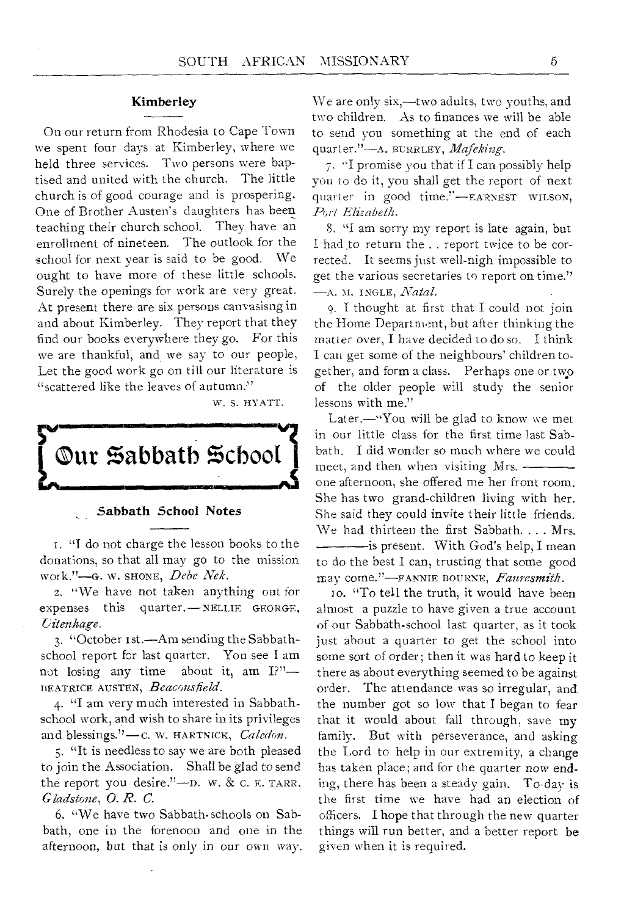### Kimberley

On our return from Rhodesia to Cape Town we spent four days at Kimberley, where we held three services. Two persons were baptised and united with the church. The little church is of good courage and is prospering. One of Brother Austen's daughters has been teaching their church school. They have an enrollment of nineteen. The outlook for the school for next year is said to be good. We ought to have more of these little schools. Surely the openings for work are very great. At present there are six persons canvasisng in and about Kimberley. They report that they find our books everywhere they go. For this we are thankful, and we say to our people, Let the good work go on till our literature is "scattered like the leaves of autumn."

W. S. HYATT.

## Our Sabbath School

### Sabbath School Notes

1. "I do not charge the lesson books to the donations, so that all may go to the mission work."—G. W. SHONE, *Debe Nek*.

2. "We have not taken anything out for expenses this quarter.—NELLIE GEORGE, *Uitenhage*.

3. "October 1st.—Am sending the Sabbath-school report for last quarter. You see I am not losing any time about it, am I?"—BEATRICE AUSTEN, *Beaconsfield*.

4. "I am very much interested in Sabbath-school work, and wish to share in its privileges and blessings."—C. W. HARTNICK, *Caledon*.

5. "It is needless to say we are both pleased to join the Association. Shall be glad to send the report you desire."—D. W. & C. E. TARR, *Gladstone, O. R. C.*

6. "We have two Sabbath-schools on Sabbath, one in the forenoon and one in the afternoon, but that is only in our own way. We are only six,—two adults, two youths, and two children. As to finances we will be able to send you something at the end of each quarter."—A. BURRLEY, *Mafeking*.

7. "I promise you that if I can possibly help you to do it, you shall get the report of next quarter in good time."—EARNEST WILSON, *Port Elizabeth*.

8. "I am sorry my report is late again, but I had to return the . . report twice to be corrected. It seems just well-nigh impossible to get the various secretaries to report on time." —A. M. INGLE, *Natal*.

9. I thought at first that I could not join the Home Department, but after thinking the matter over, I have decided to do so. I think I can get some of the neighbours' children together, and form a class. Perhaps one or two of the older people will study the senior lessons with me."

Later.—"You will be glad to know we met in our little class for the first time last Sabbath. I did wonder so much where we could meet, and then when visiting Mrs. ——— one afternoon, she offered me her front room. She has two grand-children living with her. She said they could invite their little friends. We had thirteen the first Sabbath. . . . Mrs. ———is present. With God's help, I mean to do the best I can, trusting that some good may come."—FANNIE BOURNE, *Fauresmith*.

10. "To tell the truth, it would have been almost a puzzle to have given a true account of our Sabbath-school last quarter, as it took just about a quarter to get the school into some sort of order; then it was hard to keep it there as about everything seemed to be against order. The attendance was so irregular, and the number got so low that I began to fear that it would about fall through, save my family. But with perseverance, and asking the Lord to help in our extremity, a change has taken place; and for the quarter now ending, there has been a steady gain. To-day is the first time we have had an election of officers. I hope that through the new quarter things will run better, and a better report be given when it is required.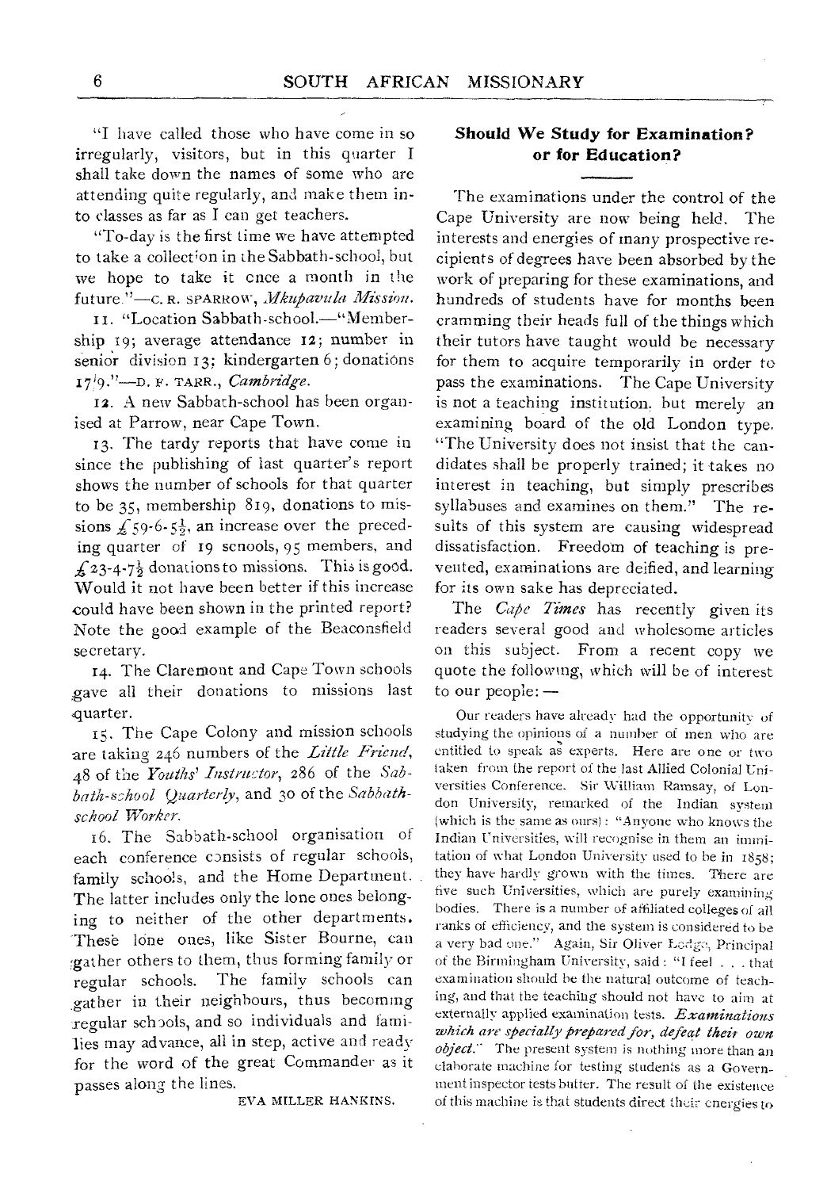"I have called those who have come in so irregularly, visitors, but in this quarter I shall take down the names of some who are attending quite regularly, and make them into classes as far as I can get teachers.

"To-day is the first time we have attempted to take a collection in the Sabbath-school, but we hope to take it once a month in the future."—C. R. SPARROW, *Mkupavula Mission.*

11. "Location Sabbath-school.—"Membership 19; average attendance 12; number in senior division 13; kindergarten 6; donations 17/9."—D. F. TARR., *Cambridge.*

12. A new Sabbath-school has been organised at Parrow, near Cape Town.

13. The tardy reports that have come in since the publishing of last quarter's report shows the number of schools for that quarter to be 35, membership 819, donations to missions £59-6-5½, an increase over the preceding quarter of 19 schools, 95 members, and £23-4-7½ donations to missions. This is good. Would it not have been better if this increase could have been shown in the printed report? Note the good example of the Beaconsfield secretary.

14. The Claremont and Cape Town schools gave all their donations to missions last quarter.

15. The Cape Colony and mission schools are taking 246 numbers of the *Little Friend*, 48 of the *Youths' Instructor*, 286 of the *Sabbath-school Quarterly*, and 30 of the *Sabbath-school Worker*.

16. The Sabbath-school organisation of each conference consists of regular schools, family schools, and the Home Department. The latter includes only the lone ones belonging to neither of the other departments. These lone ones, like Sister Bourne, can gather others to them, thus forming family or regular schools. The family schools can gather in their neighbours, thus becoming regular schools, and so individuals and families may advance, all in step, active and ready for the word of the great Commander as it passes along the lines.

EVA MILLER HANKINS.

## Should We Study for Examination? or for Education?

The examinations under the control of the Cape University are now being held. The interests and energies of many prospective recipients of degrees have been absorbed by the work of preparing for these examinations, and hundreds of students have for months been cramming their heads full of the things which their tutors have taught would be necessary for them to acquire temporarily in order to pass the examinations. The Cape University is not a teaching institution, but merely an examining board of the old London type. "The University does not insist that the candidates shall be properly trained; it takes no interest in teaching, but simply prescribes syllabuses and examines on them." The results of this system are causing widespread dissatisfaction. Freedom of teaching is prevented, examinations are deified, and learning for its own sake has depreciated.

The *Cape Times* has recently given its readers several good and wholesome articles on this subject. From a recent copy we quote the following, which will be of interest to our people:—

Our readers have already had the opportunity of studying the opinions of a number of men who are entitled to speak as experts. Here are one or two taken from the report of the last Allied Colonial Universities Conference. Sir William Ramsay, of London University, remarked of the Indian system (which is the same as ours): "Anyone who knows the Indian Universities, will recognise in them an immitation of what London University used to be in 1858; they have hardly grown with the times. There are five such Universities, which are purely examining bodies. There is a number of affiliated colleges of all ranks of efficiency, and the system is considered to be a very bad one." Again, Sir Oliver Lodge, Principal of the Birmingham University, said: "I feel . . . that examination should be the natural outcome of teaching, and that the teaching should not have to aim at externally applied examination tests. ***Examinations which are specially prepared for, defeat their own object.***" The present system is nothing more than an elaborate machine for testing students as a Government inspector tests butter. The result of the existence of this machine is that students direct their energies to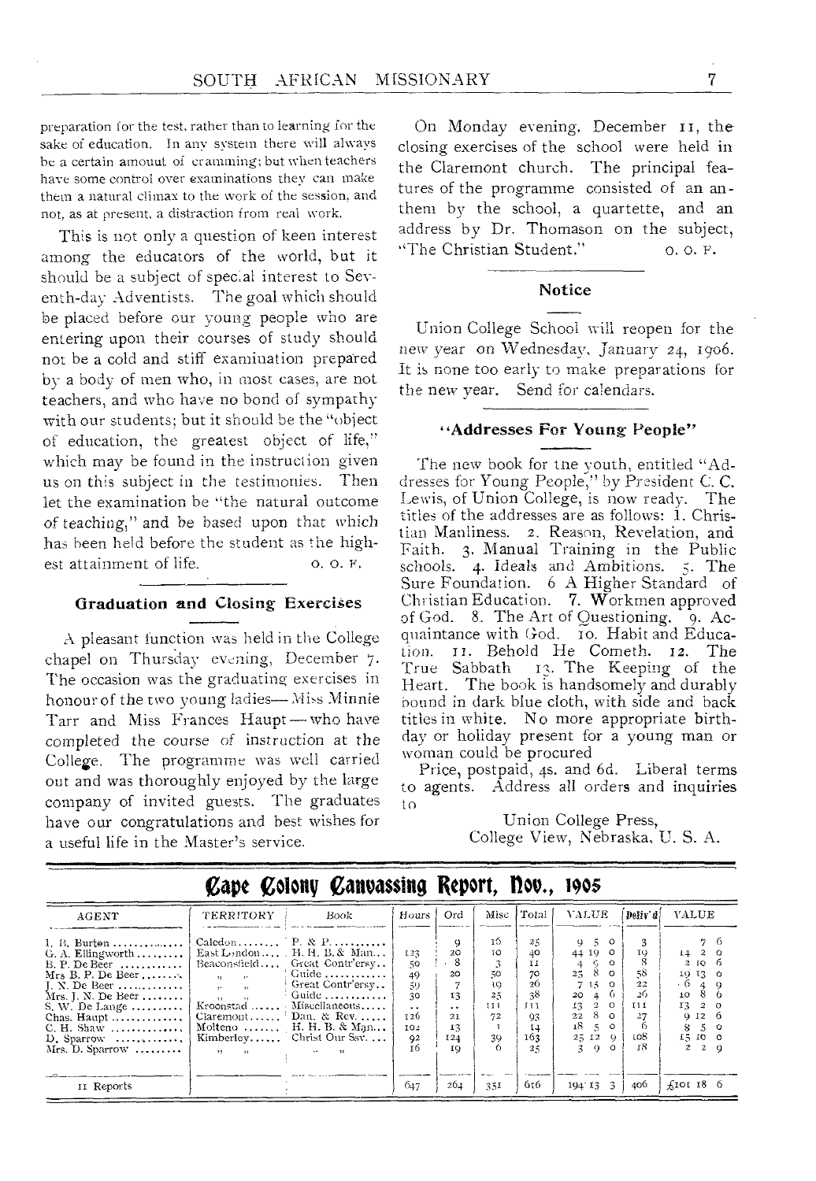preparation for the test, rather than to learning for the sake of education. In any system there will always be a certain amount of cramming; but when teachers have some control over examinations they can make them a natural climax to the work of the session, and not, as at present, a distraction from real work.

This is not only a question of keen interest among the educators of the world, but it should be a subject of special interest to Seventh-day Adventists. The goal which should be placed before our young people who are entering upon their courses of study should not be a cold and stiff examination prepared by a body of men who, in most cases, are not teachers, and who have no bond of sympathy with our students; but it should be the "object of education, the greatest object of life," which may be found in the instruction given us on this subject in the testimonies. Then let the examination be "the natural outcome of teaching," and be based upon that which has been held before the student as the highest attainment of life. O. O. F.

### Graduation and Closing Exercises

A pleasant function was held in the College chapel on Thursday evening, December 7. The occasion was the graduating exercises in honour of the two young ladies—Miss Minnie Tarr and Miss Frances Haupt—who have completed the course of instruction at the College. The programme was well carried out and was thoroughly enjoyed by the large company of invited guests. The graduates have our congratulations and best wishes for a useful life in the Master's service.

On Monday evening, December 11, the closing exercises of the school were held in the Claremont church. The principal features of the programme consisted of an anthem by the school, a quartette, and an address by Dr. Thomason on the subject, "The Christian Student." O. O. F.

### Notice

Union College School will reopen for the new year on Wednesday, January 24, 1906. It is none too early to make preparations for the new year. Send for calendars.

### "Addresses For Young People"

The new book for the youth, entitled "Addresses for Young People," by President C. C. Lewis, of Union College, is now ready. The titles of the addresses are as follows: 1. Christian Manliness. 2. Reason, Revelation, and Faith. 3. Manual Training in the Public schools. 4. Ideals and Ambitions. 5. The Sure Foundation. 6 A Higher Standard of Christian Education. 7. Workmen approved of God. 8. The Art of Questioning. 9. Acquaintance with God. 10. Habit and Education. 11. Behold He Cometh. 12. The True Sabbath 13. The Keeping of the Heart. The book is handsomely and durably bound in dark blue cloth, with side and back titles in white. No more appropriate birthday or holiday present for a young man or woman could be procured

Price, postpaid, 4s. and 6d. Liberal terms to agents. Address all orders and inquiries to

Union College Press,
College View, Nebraska, U. S. A.

## Cape Colony Canvassing Report, Nov., 1905

| AGENT | TERRITORY | Book | Hours | Ord | Misc | Total | VALUE | Deliv'd | VALUE |
|---|---|---|---|---|---|---|---|---|---|
| I. B. Burton | Caledon | P. & P. | | 9 | 16 | 25 | 9 5 0 | 3 | 7 6 |
| G. A. Ellingworth | East London | H. H. B. & Man... | 123 | 20 | 10 | 40 | 44 19 0 | 19 | 14 2 0 |
| B. P. De Beer | Beaconsfield | Great Contr'ersy.. | 50 | 8 | 3 | 11 | 4 9 0 | 8 | 2 10 6 |
| Mrs B. P. De Beer | " " | Guide | 49 | 20 | 50 | 70 | 25 8 0 | 58 | 19 13 0 |
| J. N. De Beer | " " | Great Contr'ersy.. | 59 | 7 | 19 | 26 | 7 15 0 | 22 | 6 4 9 |
| Mrs. J. N. De Beer | " " | Guide | 30 | 13 | 25 | 38 | 20 4 6 | 26 | 10 8 6 |
| S. W. De Lange | Kroonstad | Miscellaneous | .. | .. | 111 | 111 | 13 2 0 | 111 | 13 2 0 |
| Chas. Haupt | Claremont | Dan. & Rev. | 126 | 21 | 72 | 93 | 22 8 0 | 27 | 9 12 6 |
| C. H. Shaw | Molteno | H. H. B. & Man... | 102 | 13 | 1 | 14 | 18 5 0 | 6 | 8 5 0 |
| D. Sparrow | Kimberley | Christ Our Ssv. | 92 | 124 | 39 | 163 | 25 12 9 | 108 | 15 10 0 |
| Mrs. D. Sparrow | " " | " " | 16 | 19 | 6 | 25 | 3 9 0 | 18 | 2 2 9 |
| 11 Reports | | | 647 | 264 | 351 | 616 | 194 13 3 | 406 | £101 18 6 |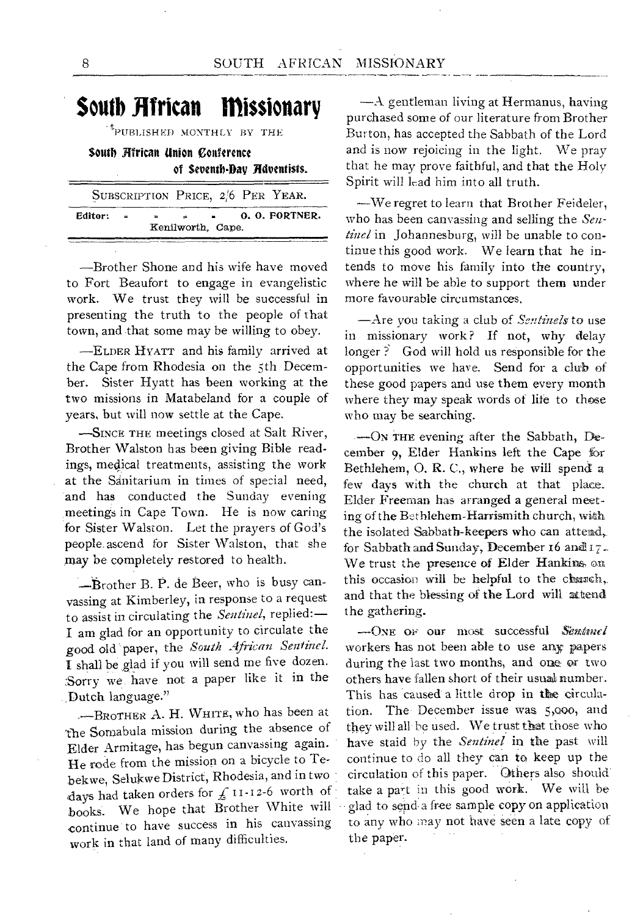# South African Missionary

PUBLISHED MONTHLY BY THE

**South African Union Conference of Seventh-Day Adventists.**

SUBSCRIPTION PRICE, 2/6 PER YEAR.

Editor: O. O. FORTNER. Kenilworth, Cape.

—Brother Shone and his wife have moved to Fort Beaufort to engage in evangelistic work. We trust they will be successful in presenting the truth to the people of that town, and that some may be willing to obey.

—ELDER HYATT and his family arrived at the Cape from Rhodesia on the 5th December. Sister Hyatt has been working at the two missions in Matabeland for a couple of years, but will now settle at the Cape.

—SINCE THE meetings closed at Salt River, Brother Walston has been giving Bible readings, medical treatments, assisting the work at the Sanitarium in times of special need, and has conducted the Sunday evening meetings in Cape Town. He is now caring for Sister Walston. Let the prayers of God's people ascend for Sister Walston, that she may be completely restored to health.

—Brother B. P. de Beer, who is busy canvassing at Kimberley, in response to a request to assist in circulating the *Sentinel*, replied:—I am glad for an opportunity to circulate the good old paper, the *South African Sentinel*. I shall be glad if you will send me five dozen. Sorry we have not a paper like it in the Dutch language."

—BROTHER A. H. WHITE, who has been at the Somabula mission during the absence of Elder Armitage, has begun canvassing again. He rode from the mission on a bicycle to Tebekwe, Selukwe District, Rhodesia, and in two days had taken orders for £11-12-6 worth of books. We hope that Brother White will continue to have success in his canvassing work in that land of many difficulties.

—A gentleman living at Hermanus, having purchased some of our literature from Brother Burton, has accepted the Sabbath of the Lord and is now rejoicing in the light. We pray that he may prove faithful, and that the Holy Spirit will lead him into all truth.

—We regret to learn that Brother Feideler, who has been canvassing and selling the *Sentinel* in Johannesburg, will be unable to continue this good work. We learn that he intends to move his family into the country, where he will be able to support them under more favourable circumstances.

—Are you taking a club of *Sentinels* to use in missionary work? If not, why delay longer? God will hold us responsible for the opportunities we have. Send for a club of these good papers and use them every month where they may speak words of life to those who may be searching.

—ON THE evening after the Sabbath, December 9, Elder Hankins left the Cape for Bethlehem, O. R. C., where he will spend a few days with the church at that place. Elder Freeman has arranged a general meeting of the Bethlehem-Harrismith church, with the isolated Sabbath-keepers who can attend, for Sabbath and Sunday, December 16 and 17. We trust the presence of Elder Hankins on this occasion will be helpful to the church, and that the blessing of the Lord will attend the gathering.

—ONE OF our most successful *Sentinel* workers has not been able to use any papers during the last two months, and one or two others have fallen short of their usual number. This has caused a little drop in the circulation. The December issue was 5,000, and they will all be used. We trust that those who have staid by the *Sentinel* in the past will continue to do all they can to keep up the circulation of this paper. Others also should take a part in this good work. We will be glad to send a free sample copy on application to any who may not have seen a late copy of the paper.